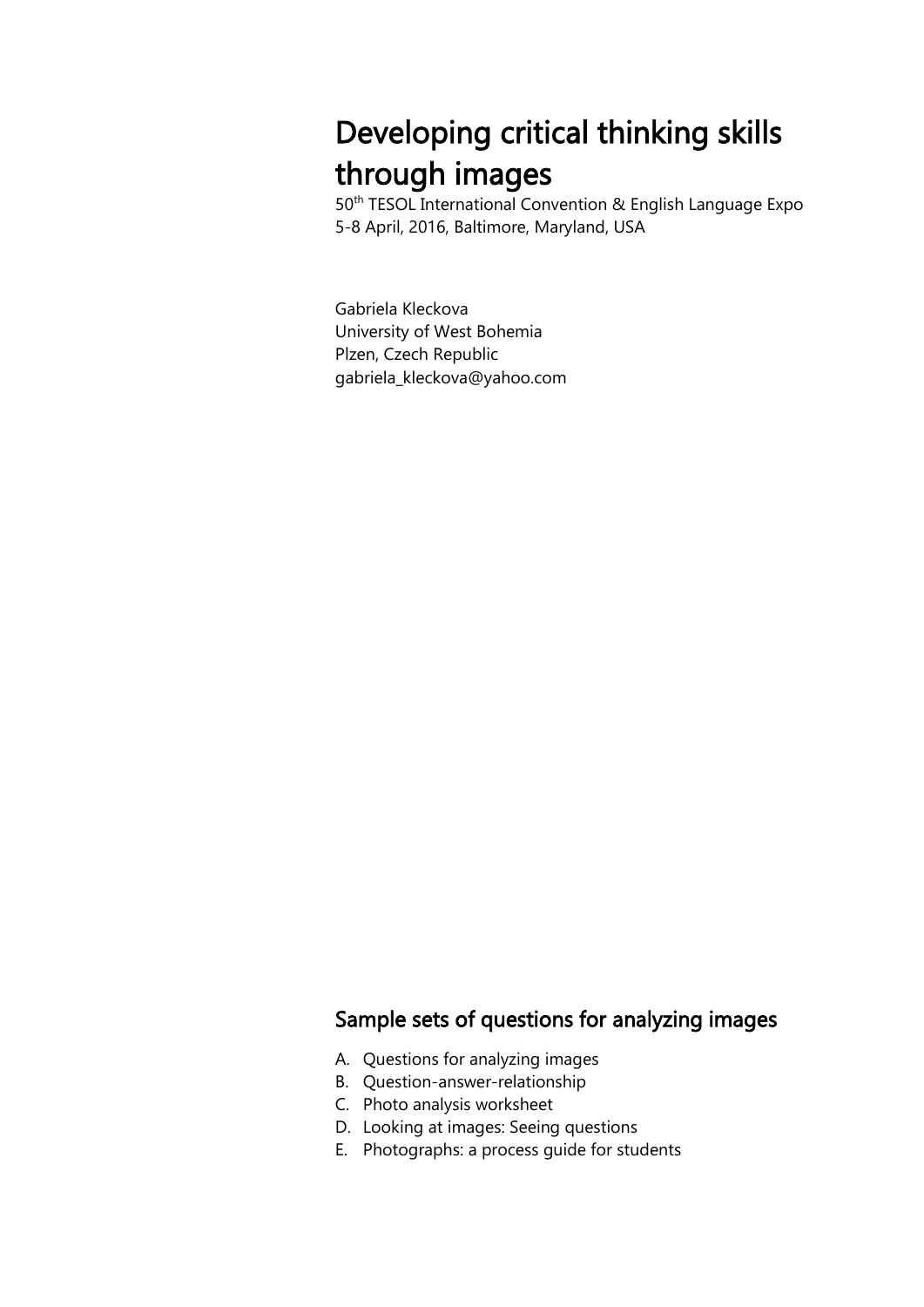# Developing critical thinking skills through images

50th TESOL International Convention & English Language Expo
5-8 April, 2016, Baltimore, Maryland, USA

Gabriela Kleckova
University of West Bohemia
Plzen, Czech Republic
gabriela_kleckova@yahoo.com

## Sample sets of questions for analyzing images

A. Questions for analyzing images
B. Question-answer-relationship
C. Photo analysis worksheet
D. Looking at images: Seeing questions
E. Photographs: a process guide for students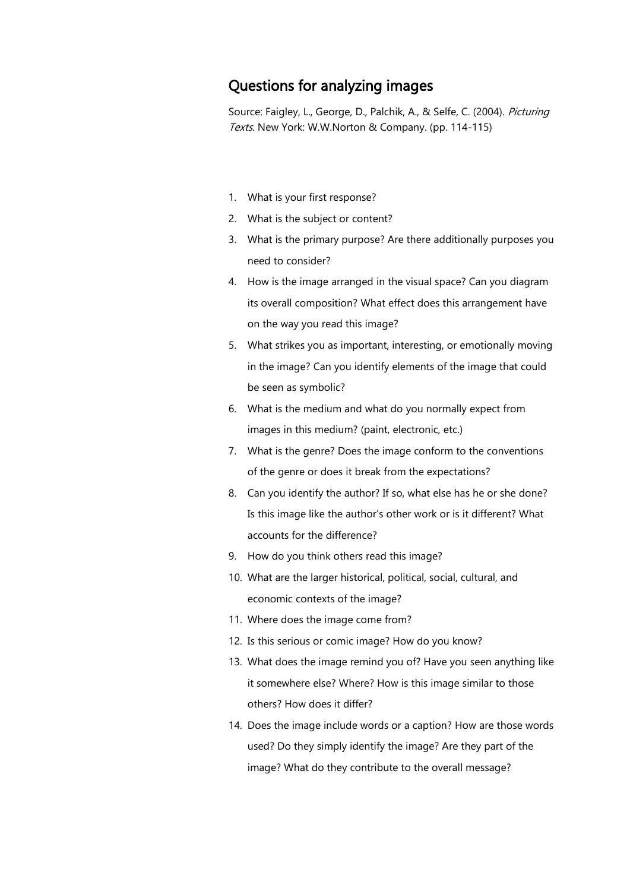## Questions for analyzing images

Source: Faigley, L., George, D., Palchik, A., & Selfe, C. (2004). *Picturing Texts*. New York: W.W.Norton & Company. (pp. 114-115)

1. What is your first response?
2. What is the subject or content?
3. What is the primary purpose? Are there additionally purposes you need to consider?
4. How is the image arranged in the visual space? Can you diagram its overall composition? What effect does this arrangement have on the way you read this image?
5. What strikes you as important, interesting, or emotionally moving in the image? Can you identify elements of the image that could be seen as symbolic?
6. What is the medium and what do you normally expect from images in this medium? (paint, electronic, etc.)
7. What is the genre? Does the image conform to the conventions of the genre or does it break from the expectations?
8. Can you identify the author? If so, what else has he or she done? Is this image like the author's other work or is it different? What accounts for the difference?
9. How do you think others read this image?
10. What are the larger historical, political, social, cultural, and economic contexts of the image?
11. Where does the image come from?
12. Is this serious or comic image? How do you know?
13. What does the image remind you of? Have you seen anything like it somewhere else? Where? How is this image similar to those others? How does it differ?
14. Does the image include words or a caption? How are those words used? Do they simply identify the image? Are they part of the image? What do they contribute to the overall message?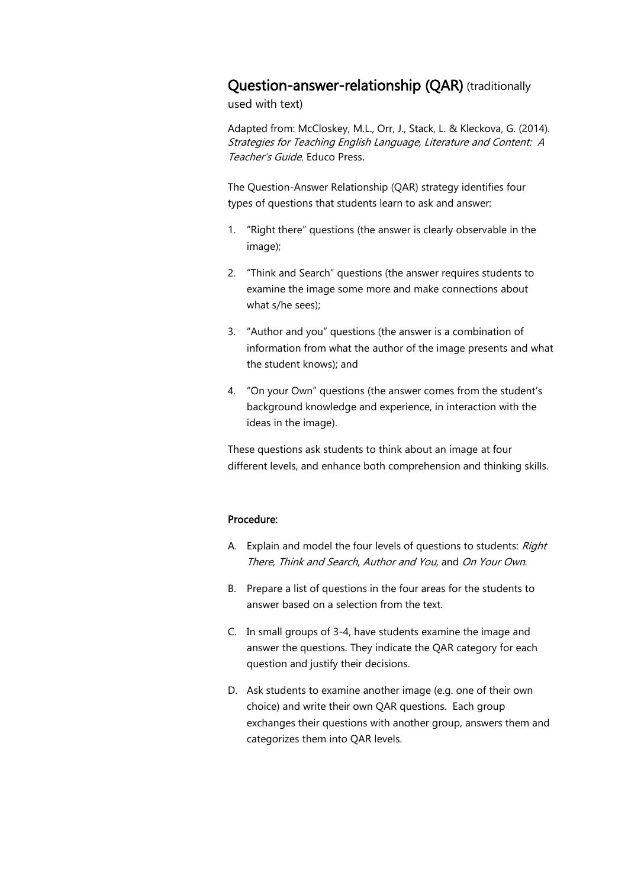## Question-answer-relationship (QAR) (traditionally used with text)

Adapted from: McCloskey, M.L., Orr, J., Stack, L. & Kleckova, G. (2014). *Strategies for Teaching English Language, Literature and Content: A Teacher's Guide*. Educo Press.

The Question-Answer Relationship (QAR) strategy identifies four types of questions that students learn to ask and answer:

1. "Right there" questions (the answer is clearly observable in the image);
2. "Think and Search" questions (the answer requires students to examine the image some more and make connections about what s/he sees);
3. "Author and you" questions (the answer is a combination of information from what the author of the image presents and what the student knows); and
4. "On your Own" questions (the answer comes from the student's background knowledge and experience, in interaction with the ideas in the image).

These questions ask students to think about an image at four different levels, and enhance both comprehension and thinking skills.

### Procedure:

A. Explain and model the four levels of questions to students: *Right There*, *Think and Search*, *Author and You*, and *On Your Own*.

B. Prepare a list of questions in the four areas for the students to answer based on a selection from the text.

C. In small groups of 3-4, have students examine the image and answer the questions. They indicate the QAR category for each question and justify their decisions.

D. Ask students to examine another image (e.g. one of their own choice) and write their own QAR questions. Each group exchanges their questions with another group, answers them and categorizes them into QAR levels.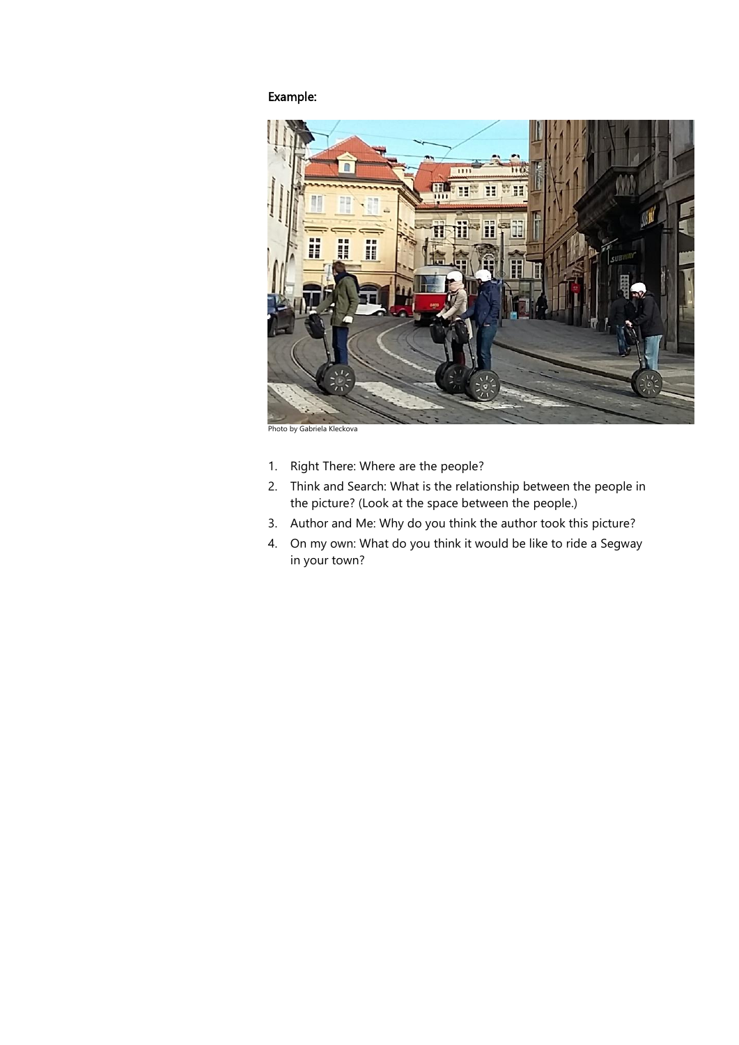**Example:**

Photo by Gabriela Kleckova

1. Right There: Where are the people?
2. Think and Search: What is the relationship between the people in the picture? (Look at the space between the people.)
3. Author and Me: Why do you think the author took this picture?
4. On my own: What do you think it would be like to ride a Segway in your town?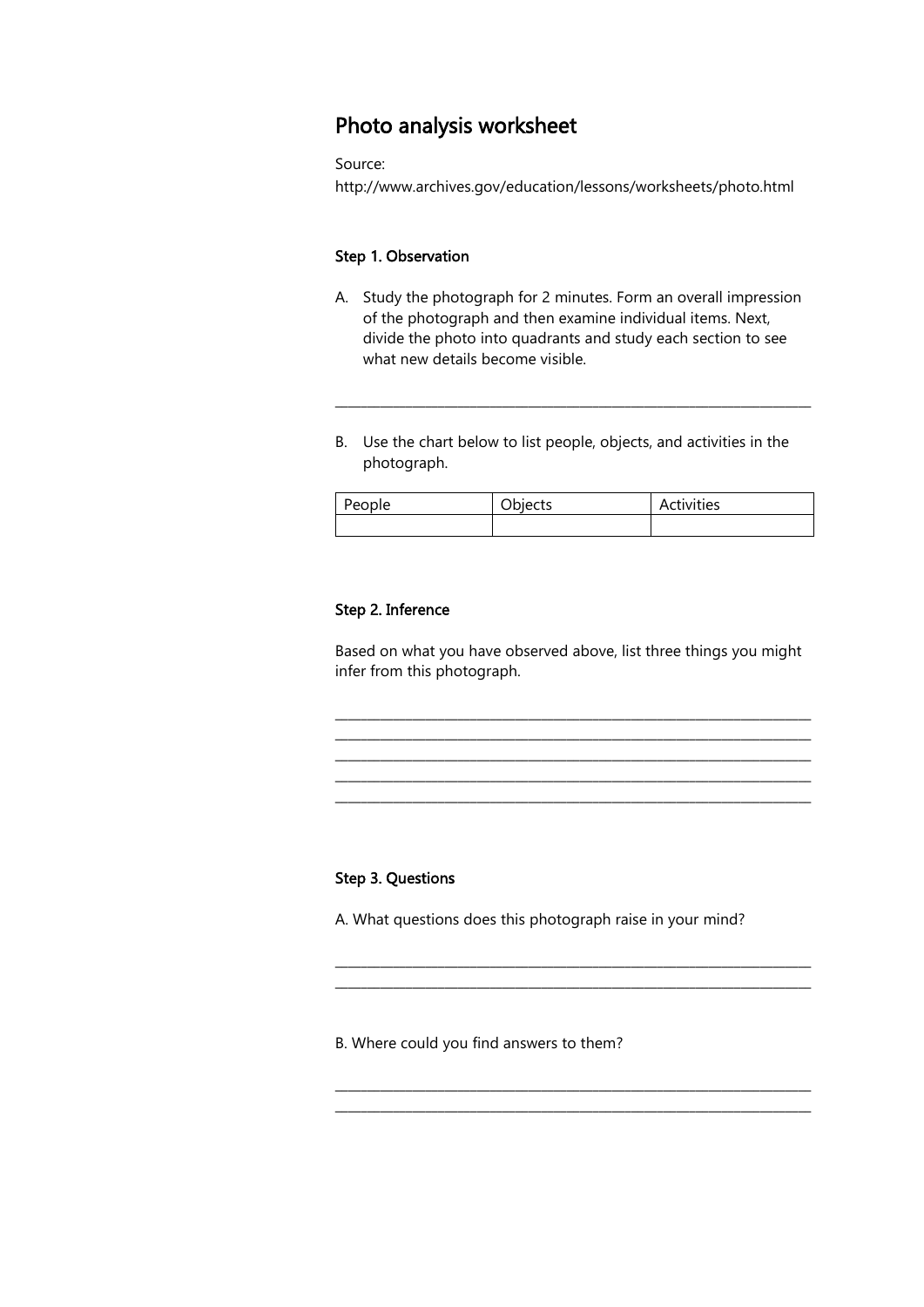## Photo analysis worksheet

Source:
http://www.archives.gov/education/lessons/worksheets/photo.html

### Step 1. Observation

A. Study the photograph for 2 minutes. Form an overall impression of the photograph and then examine individual items. Next, divide the photo into quadrants and study each section to see what new details become visible.

\_\_\_\_\_\_\_\_\_\_\_\_\_\_\_\_\_\_\_\_\_\_\_\_\_\_\_\_\_\_\_\_\_\_\_\_\_\_\_\_\_\_\_\_\_\_\_\_\_\_\_\_\_\_\_\_\_\_\_\_\_\_\_\_\_\_\_\_\_\_

B. Use the chart below to list people, objects, and activities in the photograph.

| People | Objects | Activities |
|---|---|---|
| | | |

### Step 2. Inference

Based on what you have observed above, list three things you might infer from this photograph.

\_\_\_\_\_\_\_\_\_\_\_\_\_\_\_\_\_\_\_\_\_\_\_\_\_\_\_\_\_\_\_\_\_\_\_\_\_\_\_\_\_\_\_\_\_\_\_\_\_\_\_\_\_\_\_\_\_\_\_\_\_\_\_\_\_\_\_\_\_\_
\_\_\_\_\_\_\_\_\_\_\_\_\_\_\_\_\_\_\_\_\_\_\_\_\_\_\_\_\_\_\_\_\_\_\_\_\_\_\_\_\_\_\_\_\_\_\_\_\_\_\_\_\_\_\_\_\_\_\_\_\_\_\_\_\_\_\_\_\_\_
\_\_\_\_\_\_\_\_\_\_\_\_\_\_\_\_\_\_\_\_\_\_\_\_\_\_\_\_\_\_\_\_\_\_\_\_\_\_\_\_\_\_\_\_\_\_\_\_\_\_\_\_\_\_\_\_\_\_\_\_\_\_\_\_\_\_\_\_\_\_
\_\_\_\_\_\_\_\_\_\_\_\_\_\_\_\_\_\_\_\_\_\_\_\_\_\_\_\_\_\_\_\_\_\_\_\_\_\_\_\_\_\_\_\_\_\_\_\_\_\_\_\_\_\_\_\_\_\_\_\_\_\_\_\_\_\_\_\_\_\_
\_\_\_\_\_\_\_\_\_\_\_\_\_\_\_\_\_\_\_\_\_\_\_\_\_\_\_\_\_\_\_\_\_\_\_\_\_\_\_\_\_\_\_\_\_\_\_\_\_\_\_\_\_\_\_\_\_\_\_\_\_\_\_\_\_\_\_\_\_\_

### Step 3. Questions

A. What questions does this photograph raise in your mind?

\_\_\_\_\_\_\_\_\_\_\_\_\_\_\_\_\_\_\_\_\_\_\_\_\_\_\_\_\_\_\_\_\_\_\_\_\_\_\_\_\_\_\_\_\_\_\_\_\_\_\_\_\_\_\_\_\_\_\_\_\_\_\_\_\_\_\_\_\_\_
\_\_\_\_\_\_\_\_\_\_\_\_\_\_\_\_\_\_\_\_\_\_\_\_\_\_\_\_\_\_\_\_\_\_\_\_\_\_\_\_\_\_\_\_\_\_\_\_\_\_\_\_\_\_\_\_\_\_\_\_\_\_\_\_\_\_\_\_\_\_

B. Where could you find answers to them?

\_\_\_\_\_\_\_\_\_\_\_\_\_\_\_\_\_\_\_\_\_\_\_\_\_\_\_\_\_\_\_\_\_\_\_\_\_\_\_\_\_\_\_\_\_\_\_\_\_\_\_\_\_\_\_\_\_\_\_\_\_\_\_\_\_\_\_\_\_\_
\_\_\_\_\_\_\_\_\_\_\_\_\_\_\_\_\_\_\_\_\_\_\_\_\_\_\_\_\_\_\_\_\_\_\_\_\_\_\_\_\_\_\_\_\_\_\_\_\_\_\_\_\_\_\_\_\_\_\_\_\_\_\_\_\_\_\_\_\_\_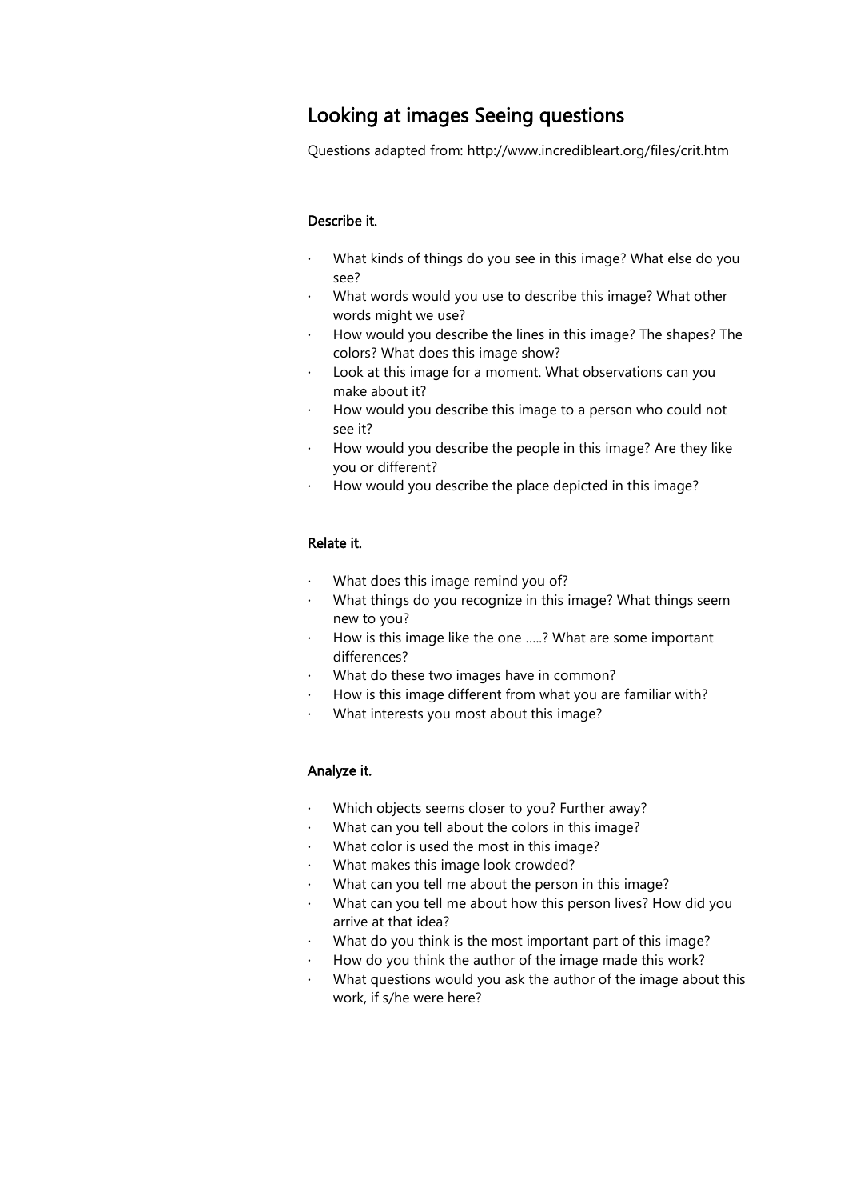# Looking at images Seeing questions

Questions adapted from: http://www.incredibleart.org/files/crit.htm

**Describe it.**

- What kinds of things do you see in this image? What else do you see?
- What words would you use to describe this image? What other words might we use?
- How would you describe the lines in this image? The shapes? The colors? What does this image show?
- Look at this image for a moment. What observations can you make about it?
- How would you describe this image to a person who could not see it?
- How would you describe the people in this image? Are they like you or different?
- How would you describe the place depicted in this image?

**Relate it.**

- What does this image remind you of?
- What things do you recognize in this image? What things seem new to you?
- How is this image like the one .....? What are some important differences?
- What do these two images have in common?
- How is this image different from what you are familiar with?
- What interests you most about this image?

**Analyze it.**

- Which objects seems closer to you? Further away?
- What can you tell about the colors in this image?
- What color is used the most in this image?
- What makes this image look crowded?
- What can you tell me about the person in this image?
- What can you tell me about how this person lives? How did you arrive at that idea?
- What do you think is the most important part of this image?
- How do you think the author of the image made this work?
- What questions would you ask the author of the image about this work, if s/he were here?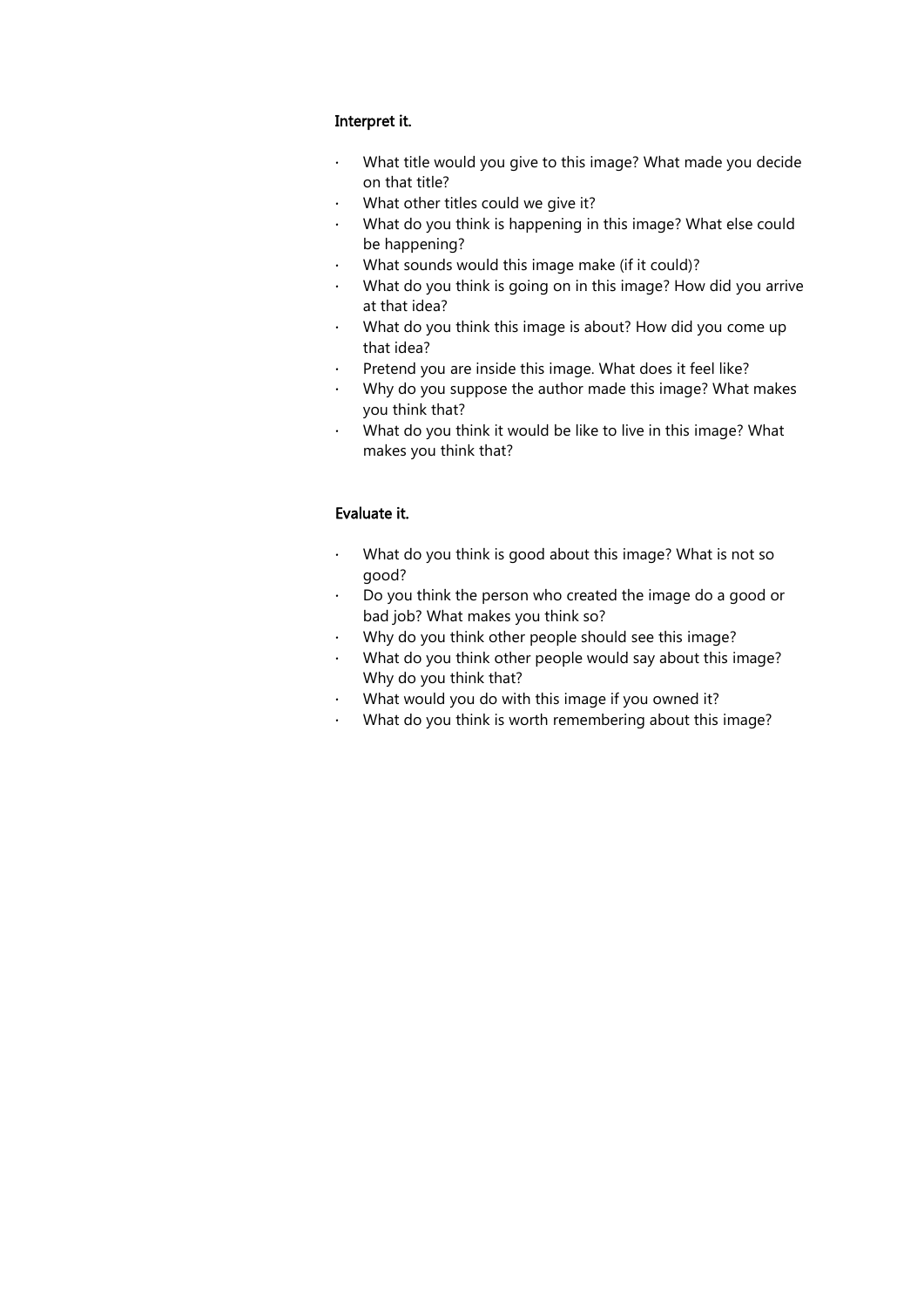**Interpret it.**

- What title would you give to this image? What made you decide on that title?
- What other titles could we give it?
- What do you think is happening in this image? What else could be happening?
- What sounds would this image make (if it could)?
- What do you think is going on in this image? How did you arrive at that idea?
- What do you think this image is about? How did you come up that idea?
- Pretend you are inside this image. What does it feel like?
- Why do you suppose the author made this image? What makes you think that?
- What do you think it would be like to live in this image? What makes you think that?

**Evaluate it.**

- What do you think is good about this image? What is not so good?
- Do you think the person who created the image do a good or bad job? What makes you think so?
- Why do you think other people should see this image?
- What do you think other people would say about this image? Why do you think that?
- What would you do with this image if you owned it?
- What do you think is worth remembering about this image?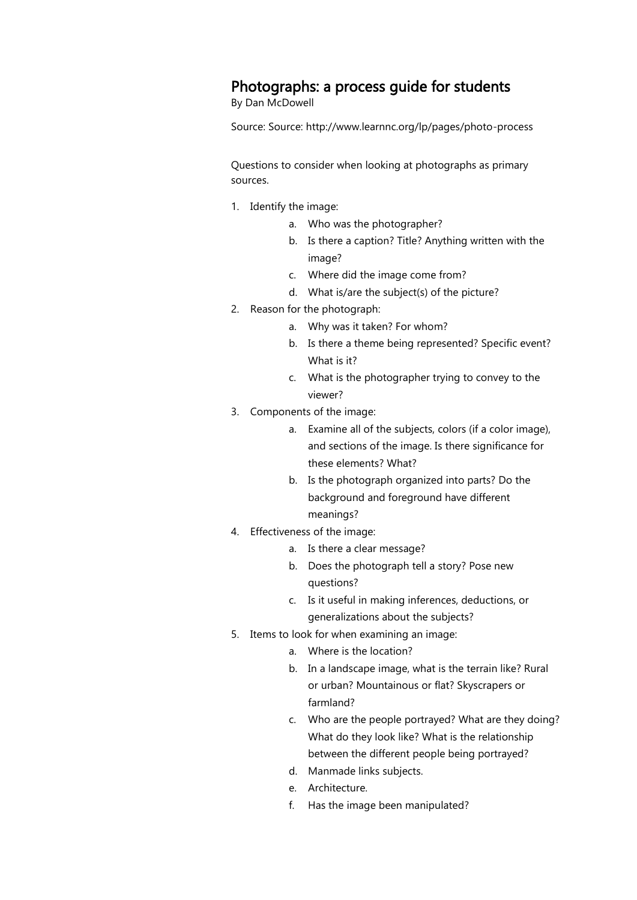# Photographs: a process guide for students

By Dan McDowell

Source: Source: http://www.learnnc.org/lp/pages/photo-process

Questions to consider when looking at photographs as primary sources.

1. Identify the image:
    a. Who was the photographer?
    b. Is there a caption? Title? Anything written with the image?
    c. Where did the image come from?
    d. What is/are the subject(s) of the picture?
2. Reason for the photograph:
    a. Why was it taken? For whom?
    b. Is there a theme being represented? Specific event? What is it?
    c. What is the photographer trying to convey to the viewer?
3. Components of the image:
    a. Examine all of the subjects, colors (if a color image), and sections of the image. Is there significance for these elements? What?
    b. Is the photograph organized into parts? Do the background and foreground have different meanings?
4. Effectiveness of the image:
    a. Is there a clear message?
    b. Does the photograph tell a story? Pose new questions?
    c. Is it useful in making inferences, deductions, or generalizations about the subjects?
5. Items to look for when examining an image:
    a. Where is the location?
    b. In a landscape image, what is the terrain like? Rural or urban? Mountainous or flat? Skyscrapers or farmland?
    c. Who are the people portrayed? What are they doing? What do they look like? What is the relationship between the different people being portrayed?
    d. Manmade links subjects.
    e. Architecture.
    f. Has the image been manipulated?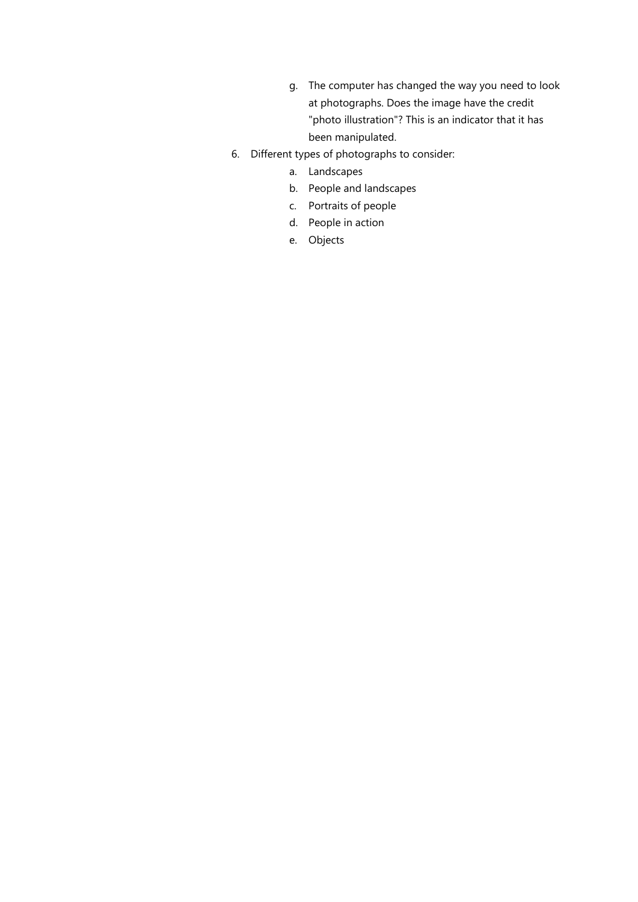g. The computer has changed the way you need to look at photographs. Does the image have the credit "photo illustration"? This is an indicator that it has been manipulated.

6. Different types of photographs to consider:
    a. Landscapes
    b. People and landscapes
    c. Portraits of people
    d. People in action
    e. Objects